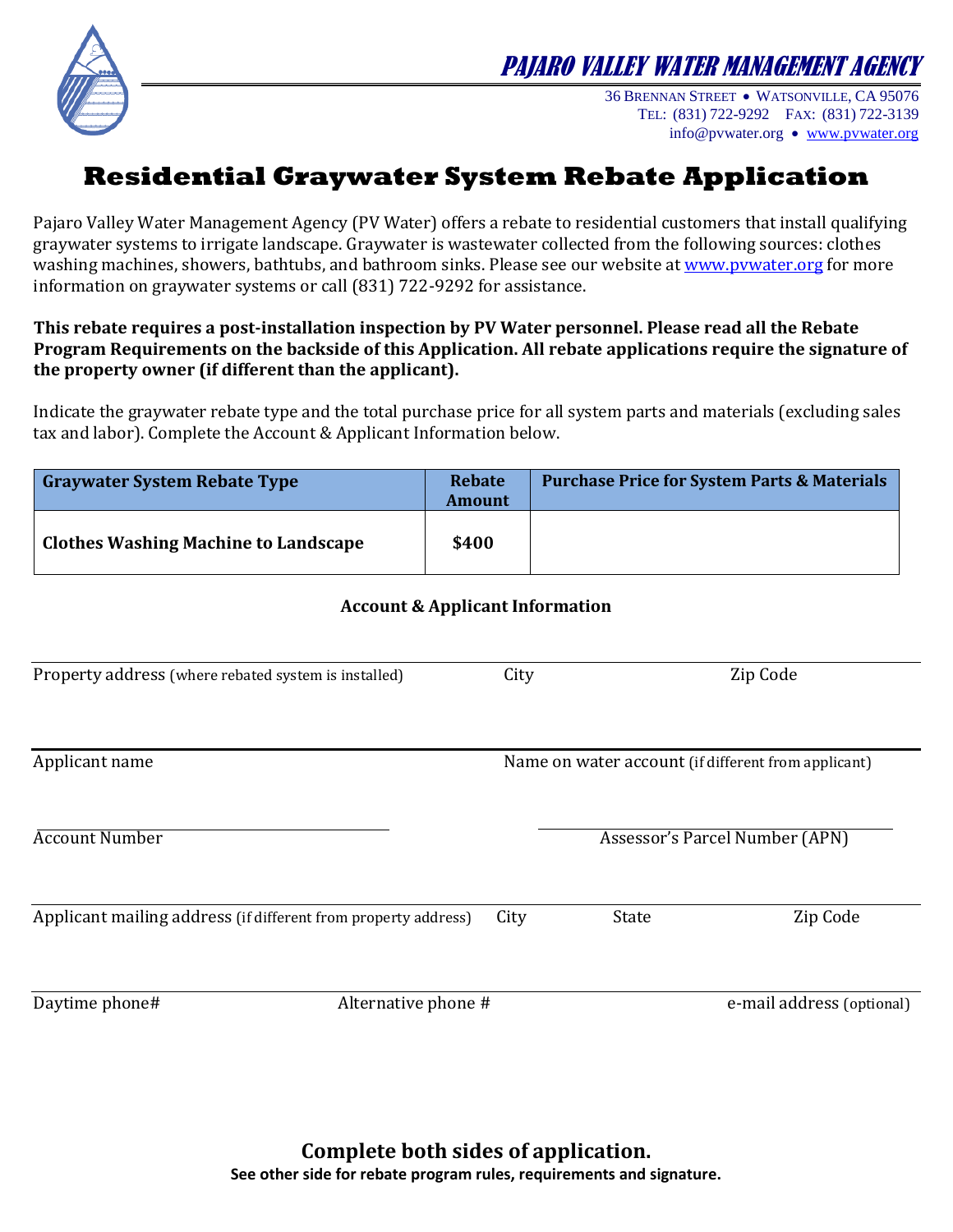## PAJARO VALLEY WATER MANAGEMENT AGENCY

36 Brennan Street • Watsonville, CA 95076
Tel: (831) 722-9292 Fax: (831) 722-3139
info@pvwater.org • www.pvwater.org

# Residential Graywater System Rebate Application

Pajaro Valley Water Management Agency (PV Water) offers a rebate to residential customers that install qualifying graywater systems to irrigate landscape. Graywater is wastewater collected from the following sources: clothes washing machines, showers, bathtubs, and bathroom sinks. Please see our website at www.pvwater.org for more information on graywater systems or call (831) 722-9292 for assistance.

**This rebate requires a post-installation inspection by PV Water personnel. Please read all the Rebate Program Requirements on the backside of this Application. All rebate applications require the signature of the property owner (if different than the applicant).**

Indicate the graywater rebate type and the total purchase price for all system parts and materials (excluding sales tax and labor). Complete the Account & Applicant Information below.

| Graywater System Rebate Type | Rebate Amount | Purchase Price for System Parts & Materials |
| --- | --- | --- |
| **Clothes Washing Machine to Landscape** | **$400** | |

**Account & Applicant Information**

Property address (where rebated system is installed) | City | Zip Code

Applicant name | Name on water account (if different from applicant)

Account Number | Assessor's Parcel Number (APN)

Applicant mailing address (if different from property address) | City | State | Zip Code

Daytime phone# | Alternative phone # | e-mail address (optional)

**Complete both sides of application.**

**See other side for rebate program rules, requirements and signature.**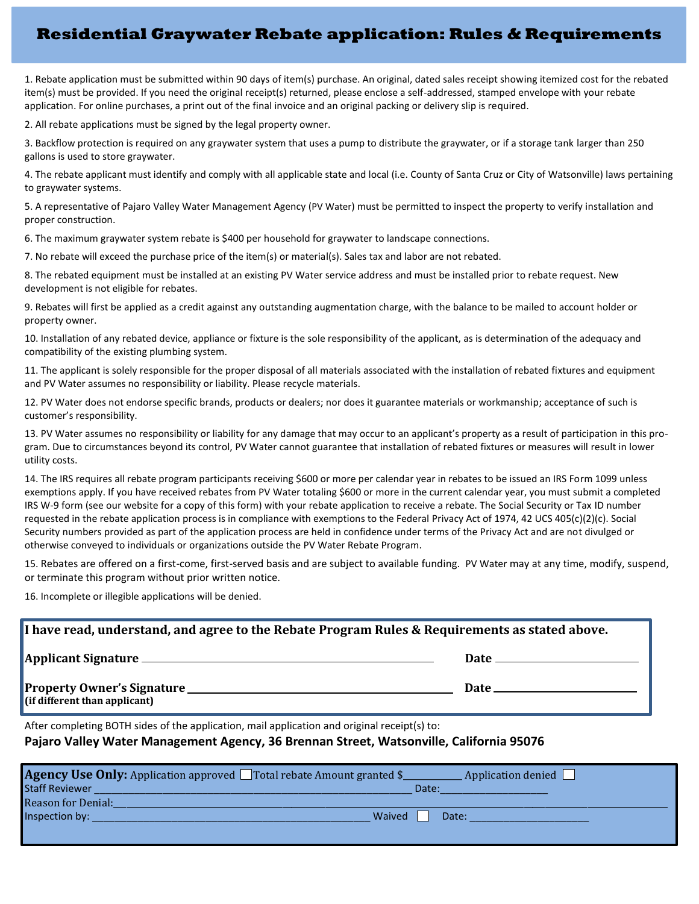# Residential Graywater Rebate application: Rules & Requirements

1. Rebate application must be submitted within 90 days of item(s) purchase. An original, dated sales receipt showing itemized cost for the rebated item(s) must be provided. If you need the original receipt(s) returned, please enclose a self-addressed, stamped envelope with your rebate application. For online purchases, a print out of the final invoice and an original packing or delivery slip is required.
2. All rebate applications must be signed by the legal property owner.
3. Backflow protection is required on any graywater system that uses a pump to distribute the graywater, or if a storage tank larger than 250 gallons is used to store graywater.
4. The rebate applicant must identify and comply with all applicable state and local (i.e. County of Santa Cruz or City of Watsonville) laws pertaining to graywater systems.
5. A representative of Pajaro Valley Water Management Agency (PV Water) must be permitted to inspect the property to verify installation and proper construction.
6. The maximum graywater system rebate is $400 per household for graywater to landscape connections.
7. No rebate will exceed the purchase price of the item(s) or material(s). Sales tax and labor are not rebated.
8. The rebated equipment must be installed at an existing PV Water service address and must be installed prior to rebate request. New development is not eligible for rebates.
9. Rebates will first be applied as a credit against any outstanding augmentation charge, with the balance to be mailed to account holder or property owner.
10. Installation of any rebated device, appliance or fixture is the sole responsibility of the applicant, as is determination of the adequacy and compatibility of the existing plumbing system.
11. The applicant is solely responsible for the proper disposal of all materials associated with the installation of rebated fixtures and equipment and PV Water assumes no responsibility or liability. Please recycle materials.
12. PV Water does not endorse specific brands, products or dealers; nor does it guarantee materials or workmanship; acceptance of such is customer's responsibility.
13. PV Water assumes no responsibility or liability for any damage that may occur to an applicant's property as a result of participation in this program. Due to circumstances beyond its control, PV Water cannot guarantee that installation of rebated fixtures or measures will result in lower utility costs.
14. The IRS requires all rebate program participants receiving $600 or more per calendar year in rebates to be issued an IRS Form 1099 unless exemptions apply. If you have received rebates from PV Water totaling $600 or more in the current calendar year, you must submit a completed IRS W-9 form (see our website for a copy of this form) with your rebate application to receive a rebate. The Social Security or Tax ID number requested in the rebate application process is in compliance with exemptions to the Federal Privacy Act of 1974, 42 UCS 405(c)(2)(c). Social Security numbers provided as part of the application process are held in confidence under terms of the Privacy Act and are not divulged or otherwise conveyed to individuals or organizations outside the PV Water Rebate Program.
15. Rebates are offered on a first-come, first-served basis and are subject to available funding. PV Water may at any time, modify, suspend, or terminate this program without prior written notice.
16. Incomplete or illegible applications will be denied.

**I have read, understand, and agree to the Rebate Program Rules & Requirements as stated above.**

**Applicant Signature** ______________________________ **Date** ______________

**Property Owner's Signature** ______________________________ **Date** ______________
**(if different than applicant)**

After completing BOTH sides of the application, mail application and original receipt(s) to:

**Pajaro Valley Water Management Agency, 36 Brennan Street, Watsonville, California 95076**

**Agency Use Only:** Application approved ☐ Total rebate Amount granted $__________ Application denied ☐

Staff Reviewer ______________________________ Date: ______________

Reason for Denial: ______________________________

Inspection by: ______________________________ Waived ☐ Date: ______________